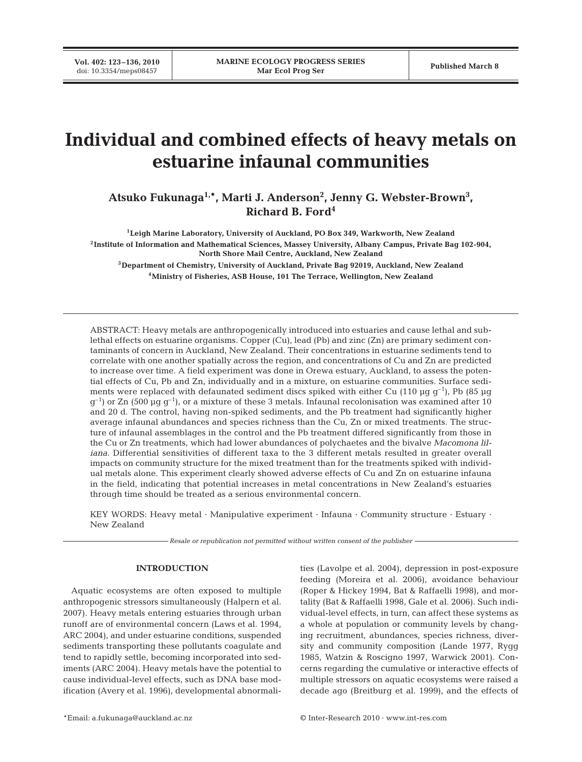# Individual and combined effects of heavy metals on estuarine infaunal communities

**Atsuko Fukunaga[1,*], Marti J. Anderson[2], Jenny G. Webster-Brown[3], Richard B. Ford[4]**

[1]Leigh Marine Laboratory, University of Auckland, PO Box 349, Warkworth, New Zealand

[2]Institute of Information and Mathematical Sciences, Massey University, Albany Campus, Private Bag 102-904, North Shore Mail Centre, Auckland, New Zealand

[3]Department of Chemistry, University of Auckland, Private Bag 92019, Auckland, New Zealand

[4]Ministry of Fisheries, ASB House, 101 The Terrace, Wellington, New Zealand

ABSTRACT: Heavy metals are anthropogenically introduced into estuaries and cause lethal and sublethal effects on estuarine organisms. Copper (Cu), lead (Pb) and zinc (Zn) are primary sediment contaminants of concern in Auckland, New Zealand. Their concentrations in estuarine sediments tend to correlate with one another spatially across the region, and concentrations of Cu and Zn are predicted to increase over time. A field experiment was done in Orewa estuary, Auckland, to assess the potential effects of Cu, Pb and Zn, individually and in a mixture, on estuarine communities. Surface sediments were replaced with defaunated sediment discs spiked with either Cu (110 µg $g^{-1}$), Pb (85 µg $g^{-1}$) or Zn (500 µg $g^{-1}$), or a mixture of these 3 metals. Infaunal recolonisation was examined after 10 and 20 d. The control, having non-spiked sediments, and the Pb treatment had significantly higher average infaunal abundances and species richness than the Cu, Zn or mixed treatments. The structure of infaunal assemblages in the control and the Pb treatment differed significantly from those in the Cu or Zn treatments, which had lower abundances of polychaetes and the bivalve *Macomona liliana*. Differential sensitivities of different taxa to the 3 different metals resulted in greater overall impacts on community structure for the mixed treatment than for the treatments spiked with individual metals alone. This experiment clearly showed adverse effects of Cu and Zn on estuarine infauna in the field, indicating that potential increases in metal concentrations in New Zealand's estuaries through time should be treated as a serious environmental concern.

KEY WORDS: Heavy metal · Manipulative experiment · Infauna · Community structure · Estuary · New Zealand

*Resale or republication not permitted without written consent of the publisher*

## INTRODUCTION

Aquatic ecosystems are often exposed to multiple anthropogenic stressors simultaneously (Halpern et al. 2007). Heavy metals entering estuaries through urban runoff are of environmental concern (Laws et al. 1994, ARC 2004), and under estuarine conditions, suspended sediments transporting these pollutants coagulate and tend to rapidly settle, becoming incorporated into sediments (ARC 2004). Heavy metals have the potential to cause individual-level effects, such as DNA base modification (Avery et al. 1996), developmental abnormalities (Lavolpe et al. 2004), depression in post-exposure feeding (Moreira et al. 2006), avoidance behaviour (Roper & Hickey 1994, Bat & Raffaelli 1998), and mortality (Bat & Raffaelli 1998, Gale et al. 2006). Such individual-level effects, in turn, can affect these systems as a whole at population or community levels by changing recruitment, abundances, species richness, diversity and community composition (Lande 1977, Rygg 1985, Watzin & Roscigno 1997, Warwick 2001). Concerns regarding the cumulative or interactive effects of multiple stressors on aquatic ecosystems were raised a decade ago (Breitburg et al. 1999), and the effects of

*Email: a.fukunaga@auckland.ac.nz

© Inter-Research 2010 · www.int-res.com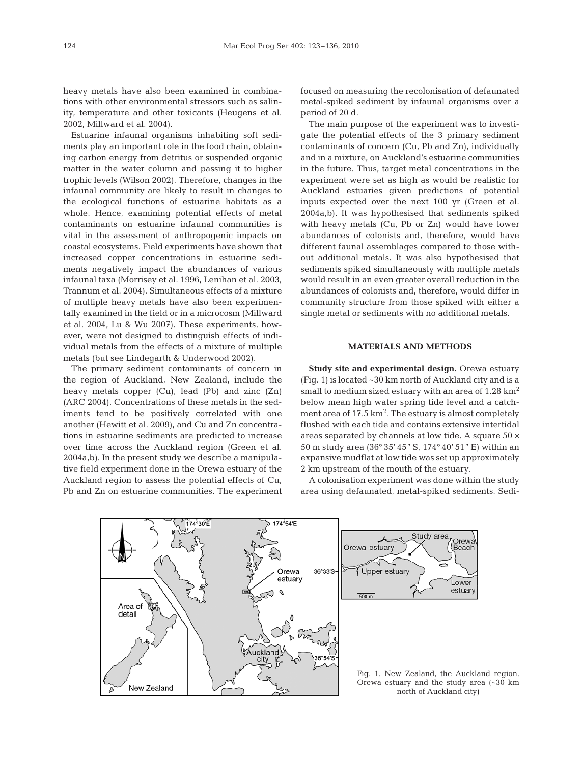heavy metals have also been examined in combinations with other environmental stressors such as salinity, temperature and other toxicants (Heugens et al. 2002, Millward et al. 2004).

Estuarine infaunal organisms inhabiting soft sediments play an important role in the food chain, obtaining carbon energy from detritus or suspended organic matter in the water column and passing it to higher trophic levels (Wilson 2002). Therefore, changes in the infaunal community are likely to result in changes to the ecological functions of estuarine habitats as a whole. Hence, examining potential effects of metal contaminants on estuarine infaunal communities is vital in the assessment of anthropogenic impacts on coastal ecosystems. Field experiments have shown that increased copper concentrations in estuarine sediments negatively impact the abundances of various infaunal taxa (Morrisey et al. 1996, Lenihan et al. 2003, Trannum et al. 2004). Simultaneous effects of a mixture of multiple heavy metals have also been experimentally examined in the field or in a microcosm (Millward et al. 2004, Lu & Wu 2007). These experiments, however, were not designed to distinguish effects of individual metals from the effects of a mixture of multiple metals (but see Lindegarth & Underwood 2002).

The primary sediment contaminants of concern in the region of Auckland, New Zealand, include the heavy metals copper (Cu), lead (Pb) and zinc (Zn) (ARC 2004). Concentrations of these metals in the sediments tend to be positively correlated with one another (Hewitt et al. 2009), and Cu and Zn concentrations in estuarine sediments are predicted to increase over time across the Auckland region (Green et al. 2004a,b). In the present study we describe a manipulative field experiment done in the Orewa estuary of the Auckland region to assess the potential effects of Cu, Pb and Zn on estuarine communities. The experiment focused on measuring the recolonisation of defaunated metal-spiked sediment by infaunal organisms over a period of 20 d.

The main purpose of the experiment was to investigate the potential effects of the 3 primary sediment contaminants of concern (Cu, Pb and Zn), individually and in a mixture, on Auckland's estuarine communities in the future. Thus, target metal concentrations in the experiment were set as high as would be realistic for Auckland estuaries given predictions of potential inputs expected over the next 100 yr (Green et al. 2004a,b). It was hypothesised that sediments spiked with heavy metals (Cu, Pb or Zn) would have lower abundances of colonists and, therefore, would have different faunal assemblages compared to those without additional metals. It was also hypothesised that sediments spiked simultaneously with multiple metals would result in an even greater overall reduction in the abundances of colonists and, therefore, would differ in community structure from those spiked with either a single metal or sediments with no additional metals.

## MATERIALS AND METHODS

**Study site and experimental design.** Orewa estuary (Fig. 1) is located ~30 km north of Auckland city and is a small to medium sized estuary with an area of 1.28 $km^2$ below mean high water spring tide level and a catchment area of 17.5 $km^2$. The estuary is almost completely flushed with each tide and contains extensive intertidal areas separated by channels at low tide. A square 50 × 50 m study area (36° 35′ 45″ S, 174° 40′ 51″ E) within an expansive mudflat at low tide was set up approximately 2 km upstream of the mouth of the estuary.

A colonisation experiment was done within the study area using defaunated, metal-spiked sediments. Sedi-

Fig. 1. New Zealand, the Auckland region, Orewa estuary and the study area (~30 km north of Auckland city)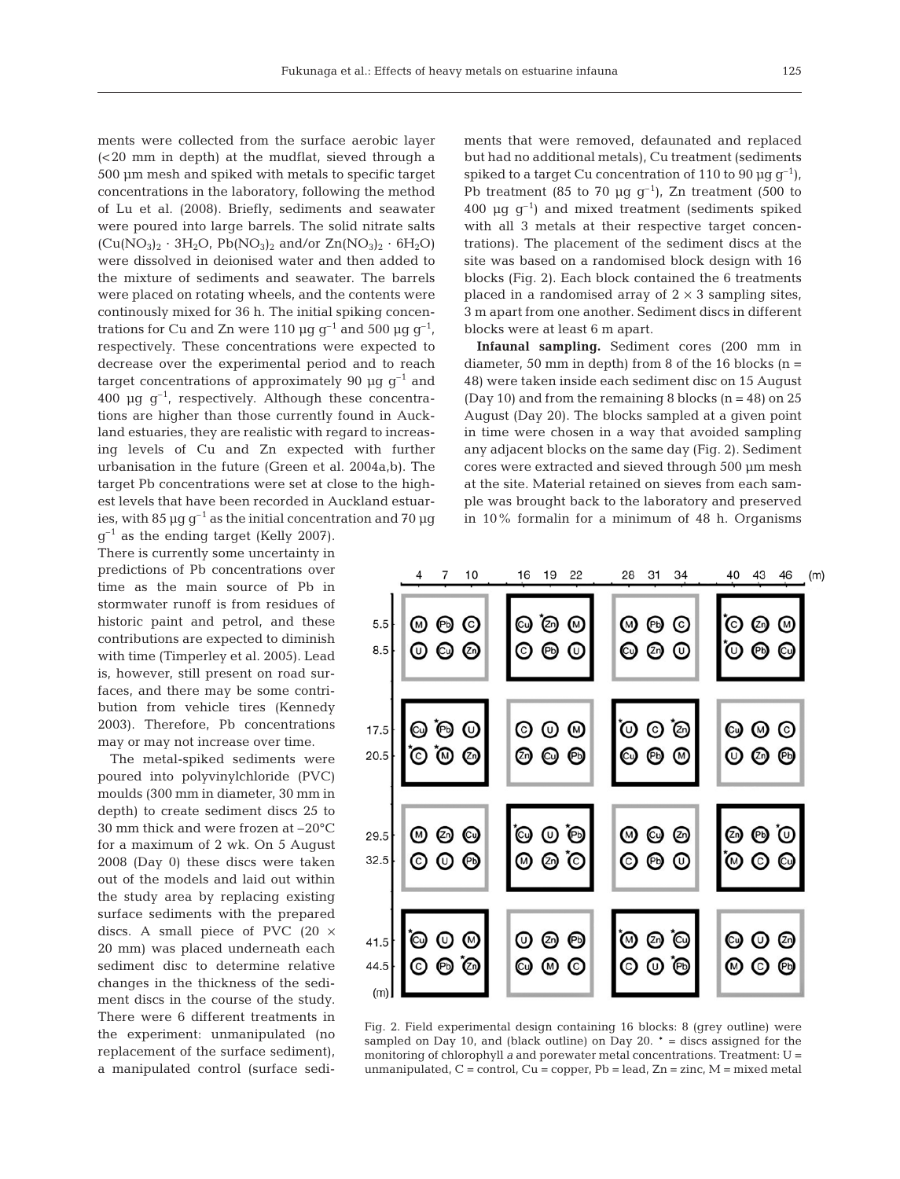ments were collected from the surface aerobic layer (<20 mm in depth) at the mudflat, sieved through a 500 µm mesh and spiked with metals to specific target concentrations in the laboratory, following the method of Lu et al. (2008). Briefly, sediments and seawater were poured into large barrels. The solid nitrate salts ($Cu(NO_3)_2 \cdot 3H_2O$, $Pb(NO_3)_2$ and/or $Zn(NO_3)_2 \cdot 6H_2O$) were dissolved in deionised water and then added to the mixture of sediments and seawater. The barrels were placed on rotating wheels, and the contents were continously mixed for 36 h. The initial spiking concentrations for Cu and Zn were 110 µg $g^{-1}$ and 500 µg $g^{-1}$, respectively. These concentrations were expected to decrease over the experimental period and to reach target concentrations of approximately 90 µg $g^{-1}$ and 400 µg $g^{-1}$, respectively. Although these concentrations are higher than those currently found in Auckland estuaries, they are realistic with regard to increasing levels of Cu and Zn expected with further urbanisation in the future (Green et al. 2004a,b). The target Pb concentrations were set at close to the highest levels that have been recorded in Auckland estuaries, with 85 µg $g^{-1}$ as the initial concentration and 70 µg $g^{-1}$ as the ending target (Kelly 2007). There is currently some uncertainty in predictions of Pb concentrations over time as the main source of Pb in stormwater runoff is from residues of historic paint and petrol, and these contributions are expected to diminish with time (Timperley et al. 2005). Lead is, however, still present on road surfaces, and there may be some contribution from vehicle tires (Kennedy 2003). Therefore, Pb concentrations may or may not increase over time.

The metal-spiked sediments were poured into polyvinylchloride (PVC) moulds (300 mm in diameter, 30 mm in depth) to create sediment discs 25 to 30 mm thick and were frozen at –20°C for a maximum of 2 wk. On 5 August 2008 (Day 0) these discs were taken out of the models and laid out within the study area by replacing existing surface sediments with the prepared discs. A small piece of PVC (20 × 20 mm) was placed underneath each sediment disc to determine relative changes in the thickness of the sediment discs in the course of the study. There were 6 different treatments in the experiment: unmanipulated (no replacement of the surface sediment), a manipulated control (surface sediments that were removed, defaunated and replaced but had no additional metals), Cu treatment (sediments spiked to a target Cu concentration of 110 to 90 µg $g^{-1}$), Pb treatment (85 to 70 µg $g^{-1}$), Zn treatment (500 to 400 µg $g^{-1}$) and mixed treatment (sediments spiked with all 3 metals at their respective target concentrations). The placement of the sediment discs at the site was based on a randomised block design with 16 blocks (Fig. 2). Each block contained the 6 treatments placed in a randomised array of 2 × 3 sampling sites, 3 m apart from one another. Sediment discs in different blocks were at least 6 m apart.

**Infaunal sampling.** Sediment cores (200 mm in diameter, 50 mm in depth) from 8 of the 16 blocks (n = 48) were taken inside each sediment disc on 15 August (Day 10) and from the remaining 8 blocks (n = 48) on 25 August (Day 20). The blocks sampled at a given point in time were chosen in a way that avoided sampling any adjacent blocks on the same day (Fig. 2). Sediment cores were extracted and sieved through 500 µm mesh at the site. Material retained on sieves from each sample was brought back to the laboratory and preserved in 10% formalin for a minimum of 48 h. Organisms

Fig. 2. Field experimental design containing 16 blocks: 8 (grey outline) were sampled on Day 10, and (black outline) on Day 20. * = discs assigned for the monitoring of chlorophyll *a* and porewater metal concentrations. Treatment: U = unmanipulated, C = control, Cu = copper, Pb = lead, Zn = zinc, M = mixed metal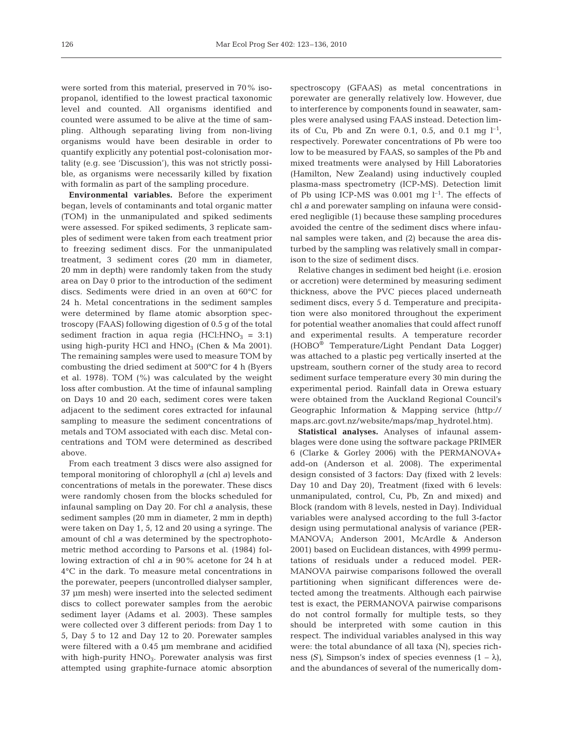were sorted from this material, preserved in 70% isopropanol, identified to the lowest practical taxonomic level and counted. All organisms identified and counted were assumed to be alive at the time of sampling. Although separating living from non-living organisms would have been desirable in order to quantify explicitly any potential post-colonisation mortality (e.g. see 'Discussion'), this was not strictly possible, as organisms were necessarily killed by fixation with formalin as part of the sampling procedure.

**Environmental variables.** Before the experiment began, levels of contaminants and total organic matter (TOM) in the unmanipulated and spiked sediments were assessed. For spiked sediments, 3 replicate samples of sediment were taken from each treatment prior to freezing sediment discs. For the unmanipulated treatment, 3 sediment cores (20 mm in diameter, 20 mm in depth) were randomly taken from the study area on Day 0 prior to the introduction of the sediment discs. Sediments were dried in an oven at 60°C for 24 h. Metal concentrations in the sediment samples were determined by flame atomic absorption spectroscopy (FAAS) following digestion of 0.5 g of the total sediment fraction in aqua regia ($HCl:HNO_3$ = 3:1) using high-purity HCl and $HNO_3$ (Chen & Ma 2001). The remaining samples were used to measure TOM by combusting the dried sediment at 500°C for 4 h (Byers et al. 1978). TOM (%) was calculated by the weight loss after combustion. At the time of infaunal sampling on Days 10 and 20 each, sediment cores were taken adjacent to the sediment cores extracted for infaunal sampling to measure the sediment concentrations of metals and TOM associated with each disc. Metal concentrations and TOM were determined as described above.

From each treatment 3 discs were also assigned for temporal monitoring of chlorophyll *a* (chl *a*) levels and concentrations of metals in the porewater. These discs were randomly chosen from the blocks scheduled for infaunal sampling on Day 20. For chl *a* analysis, these sediment samples (20 mm in diameter, 2 mm in depth) were taken on Day 1, 5, 12 and 20 using a syringe. The amount of chl *a* was determined by the spectrophotometric method according to Parsons et al. (1984) following extraction of chl *a* in 90% acetone for 24 h at 4°C in the dark. To measure metal concentrations in the porewater, peepers (uncontrolled dialyser sampler, 37 µm mesh) were inserted into the selected sediment discs to collect porewater samples from the aerobic sediment layer (Adams et al. 2003). These samples were collected over 3 different periods: from Day 1 to 5, Day 5 to 12 and Day 12 to 20. Porewater samples were filtered with a 0.45 µm membrane and acidified with high-purity $HNO_3$. Porewater analysis was first attempted using graphite-furnace atomic absorption spectroscopy (GFAAS) as metal concentrations in porewater are generally relatively low. However, due to interference by components found in seawater, samples were analysed using FAAS instead. Detection limits of Cu, Pb and Zn were 0.1, 0.5, and 0.1 mg $l^{-1}$, respectively. Porewater concentrations of Pb were too low to be measured by FAAS, so samples of the Pb and mixed treatments were analysed by Hill Laboratories (Hamilton, New Zealand) using inductively coupled plasma-mass spectrometry (ICP-MS). Detection limit of Pb using ICP-MS was 0.001 mg $l^{-1}$. The effects of chl *a* and porewater sampling on infauna were considered negligible (1) because these sampling procedures avoided the centre of the sediment discs where infaunal samples were taken, and (2) because the area disturbed by the sampling was relatively small in comparison to the size of sediment discs.

Relative changes in sediment bed height (i.e. erosion or accretion) were determined by measuring sediment thickness, above the PVC pieces placed underneath sediment discs, every 5 d. Temperature and precipitation were also monitored throughout the experiment for potential weather anomalies that could affect runoff and experimental results. A temperature recorder (HOBO® Temperature/Light Pendant Data Logger) was attached to a plastic peg vertically inserted at the upstream, southern corner of the study area to record sediment surface temperature every 30 min during the experimental period. Rainfall data in Orewa estuary were obtained from the Auckland Regional Council's Geographic Information & Mapping service (http://maps.arc.govt.nz/website/maps/map_hydrotel.htm).

**Statistical analyses.** Analyses of infaunal assemblages were done using the software package PRIMER 6 (Clarke & Gorley 2006) with the PERMANOVA+ add-on (Anderson et al. 2008). The experimental design consisted of 3 factors: Day (fixed with 2 levels: Day 10 and Day 20), Treatment (fixed with 6 levels: unmanipulated, control, Cu, Pb, Zn and mixed) and Block (random with 8 levels, nested in Day). Individual variables were analysed according to the full 3-factor design using permutational analysis of variance (PERMANOVA; Anderson 2001, McArdle & Anderson 2001) based on Euclidean distances, with 4999 permutations of residuals under a reduced model. PERMANOVA pairwise comparisons followed the overall partitioning when significant differences were detected among the treatments. Although each pairwise test is exact, the PERMANOVA pairwise comparisons do not control formally for multiple tests, so they should be interpreted with some caution in this respect. The individual variables analysed in this way were: the total abundance of all taxa (N), species richness ($S$), Simpson's index of species evenness ($1 - \lambda$), and the abundances of several of the numerically dom-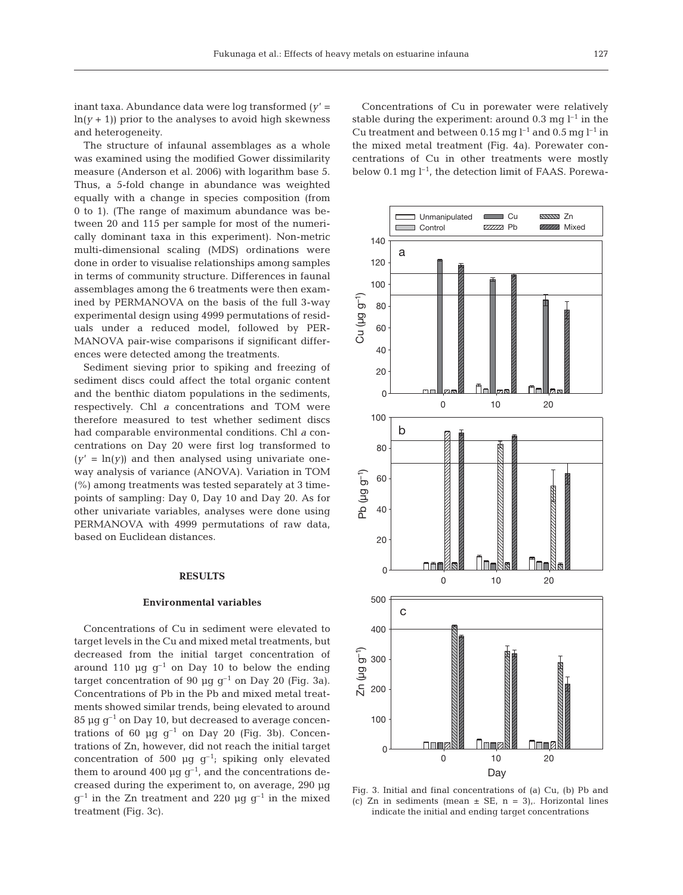inant taxa. Abundance data were log transformed ($y' = \ln(y + 1)$) prior to the analyses to avoid high skewness and heterogeneity.

The structure of infaunal assemblages as a whole was examined using the modified Gower dissimilarity measure (Anderson et al. 2006) with logarithm base 5. Thus, a 5-fold change in abundance was weighted equally with a change in species composition (from 0 to 1). (The range of maximum abundance was between 20 and 115 per sample for most of the numerically dominant taxa in this experiment). Non-metric multi-dimensional scaling (MDS) ordinations were done in order to visualise relationships among samples in terms of community structure. Differences in faunal assemblages among the 6 treatments were then examined by PERMANOVA on the basis of the full 3-way experimental design using 4999 permutations of residuals under a reduced model, followed by PERMANOVA pair-wise comparisons if significant differences were detected among the treatments.

Sediment sieving prior to spiking and freezing of sediment discs could affect the total organic content and the benthic diatom populations in the sediments, respectively. Chl *a* concentrations and TOM were therefore measured to test whether sediment discs had comparable environmental conditions. Chl *a* concentrations on Day 20 were first log transformed to ($y' = \ln(y)$) and then analysed using univariate one-way analysis of variance (ANOVA). Variation in TOM (%) among treatments was tested separately at 3 timepoints of sampling: Day 0, Day 10 and Day 20. As for other univariate variables, analyses were done using PERMANOVA with 4999 permutations of raw data, based on Euclidean distances.

## RESULTS

### Environmental variables

Concentrations of Cu in sediment were elevated to target levels in the Cu and mixed metal treatments, but decreased from the initial target concentration of around 110 µg g$^{-1}$ on Day 10 to below the ending target concentration of 90 µg g$^{-1}$ on Day 20 (Fig. 3a). Concentrations of Pb in the Pb and mixed metal treatments showed similar trends, being elevated to around 85 µg g$^{-1}$ on Day 10, but decreased to average concentrations of 60 µg g$^{-1}$ on Day 20 (Fig. 3b). Concentrations of Zn, however, did not reach the initial target concentration of 500 µg g$^{-1}$; spiking only elevated them to around 400 µg g$^{-1}$, and the concentrations decreased during the experiment to, on average, 290 µg g$^{-1}$ in the Zn treatment and 220 µg g$^{-1}$ in the mixed treatment (Fig. 3c).

Concentrations of Cu in porewater were relatively stable during the experiment: around 0.3 mg l$^{-1}$ in the Cu treatment and between 0.15 mg l$^{-1}$ and 0.5 mg l$^{-1}$ in the mixed metal treatment (Fig. 4a). Porewater concentrations of Cu in other treatments were mostly below 0.1 mg l$^{-1}$, the detection limit of FAAS. Porewa-

Fig. 3. Initial and final concentrations of (a) Cu, (b) Pb and (c) Zn in sediments (mean ± SE, n = 3),. Horizontal lines indicate the initial and ending target concentrations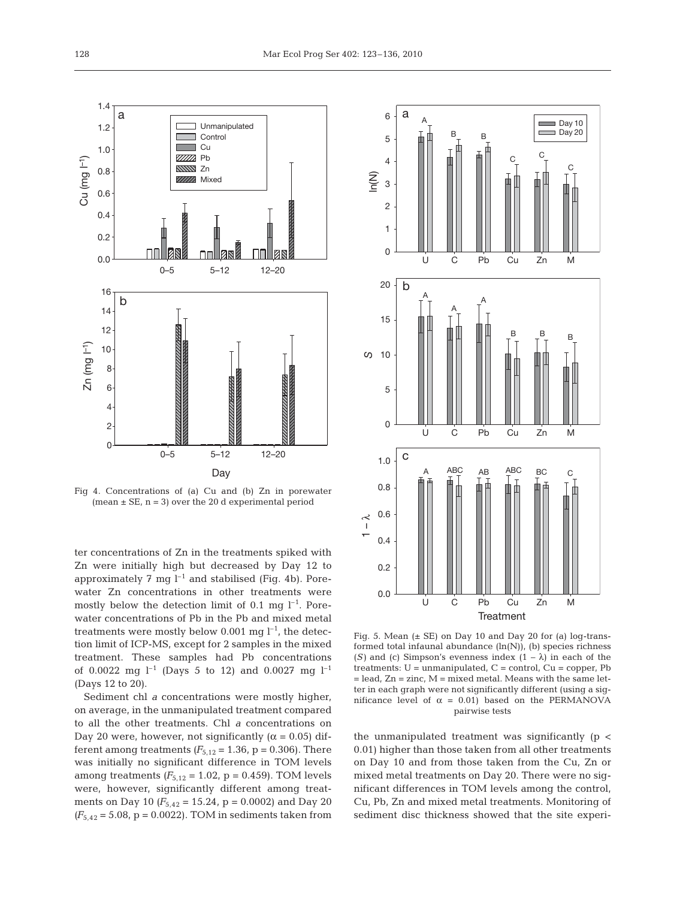Fig 4. Concentrations of (a) Cu and (b) Zn in porewater (mean ± SE, n = 3) over the 20 d experimental period

Fig. 5. Mean (± SE) on Day 10 and Day 20 for (a) log-transformed total infaunal abundance (ln(N)), (b) species richness ($S$) and (c) Simpson's evenness index ($1 - \lambda$) in each of the treatments: U = unmanipulated, C = control, Cu = copper, Pb = lead, Zn = zinc, M = mixed metal. Means with the same letter in each graph were not significantly different (using a significance level of $\alpha$ = 0.01) based on the PERMANOVA pairwise tests

ter concentrations of Zn in the treatments spiked with Zn were initially high but decreased by Day 12 to approximately 7 mg $l^{-1}$ and stabilised (Fig. 4b). Porewater Zn concentrations in other treatments were mostly below the detection limit of 0.1 mg $l^{-1}$. Porewater concentrations of Pb in the Pb and mixed metal treatments were mostly below 0.001 mg $l^{-1}$, the detection limit of ICP-MS, except for 2 samples in the mixed treatment. These samples had Pb concentrations of 0.0022 mg $l^{-1}$ (Days 5 to 12) and 0.0027 mg $l^{-1}$ (Days 12 to 20).

Sediment chl *a* concentrations were mostly higher, on average, in the unmanipulated treatment compared to all the other treatments. Chl *a* concentrations on Day 20 were, however, not significantly ($\alpha$ = 0.05) different among treatments ($F_{5,12}$ = 1.36, p = 0.306). There was initially no significant difference in TOM levels among treatments ($F_{5,12}$ = 1.02, p = 0.459). TOM levels were, however, significantly different among treatments on Day 10 ($F_{5,42}$ = 15.24, p = 0.0002) and Day 20 ($F_{5,42}$ = 5.08, p = 0.0022). TOM in sediments taken from the unmanipulated treatment was significantly ($p < 0.01$) higher than those taken from all other treatments on Day 10 and from those taken from the Cu, Zn or mixed metal treatments on Day 20. There were no significant differences in TOM levels among the control, Cu, Pb, Zn and mixed metal treatments. Monitoring of sediment disc thickness showed that the site experi-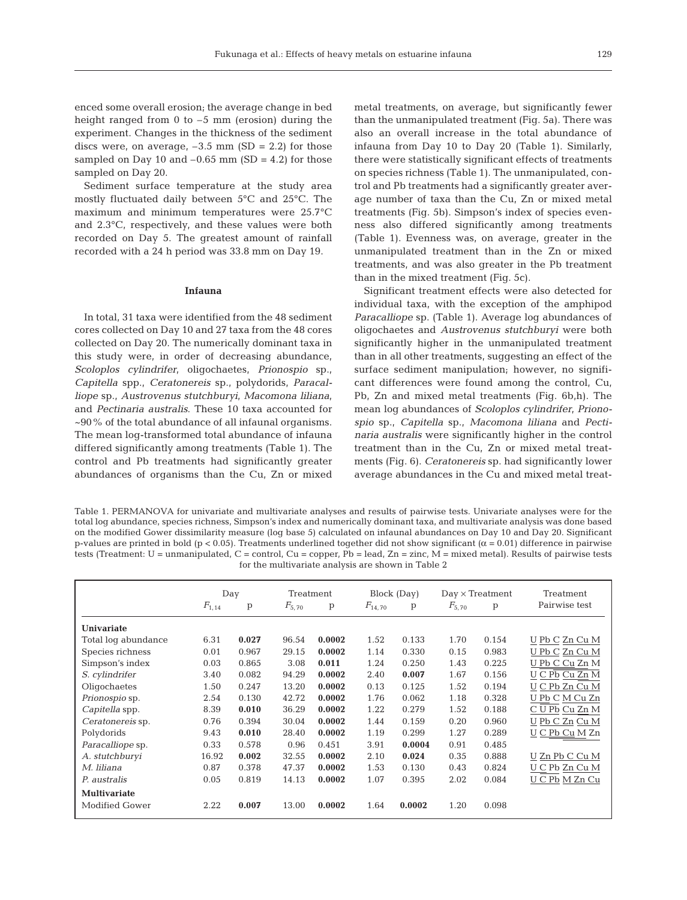enced some overall erosion; the average change in bed height ranged from 0 to –5 mm (erosion) during the experiment. Changes in the thickness of the sediment discs were, on average, –3.5 mm (SD = 2.2) for those sampled on Day 10 and –0.65 mm (SD = 4.2) for those sampled on Day 20.

Sediment surface temperature at the study area mostly fluctuated daily between 5°C and 25°C. The maximum and minimum temperatures were 25.7°C and 2.3°C, respectively, and these values were both recorded on Day 5. The greatest amount of rainfall recorded with a 24 h period was 33.8 mm on Day 19.

### Infauna

In total, 31 taxa were identified from the 48 sediment cores collected on Day 10 and 27 taxa from the 48 cores collected on Day 20. The numerically dominant taxa in this study were, in order of decreasing abundance, *Scoloplos cylindrifer*, oligochaetes, *Prionospio* sp., *Capitella* spp., *Ceratonereis* sp., polydorids, *Paracalliope* sp., *Austrovenus stutchburyi*, *Macomona liliana*, and *Pectinaria australis*. These 10 taxa accounted for ~90% of the total abundance of all infaunal organisms. The mean log-transformed total abundance of infauna differed significantly among treatments (Table 1). The control and Pb treatments had significantly greater abundances of organisms than the Cu, Zn or mixed metal treatments, on average, but significantly fewer than the unmanipulated treatment (Fig. 5a). There was also an overall increase in the total abundance of infauna from Day 10 to Day 20 (Table 1). Similarly, there were statistically significant effects of treatments on species richness (Table 1). The unmanipulated, control and Pb treatments had a significantly greater average number of taxa than the Cu, Zn or mixed metal treatments (Fig. 5b). Simpson's index of species evenness also differed significantly among treatments (Table 1). Evenness was, on average, greater in the unmanipulated treatment than in the Zn or mixed treatments, and was also greater in the Pb treatment than in the mixed treatment (Fig. 5c).

Significant treatment effects were also detected for individual taxa, with the exception of the amphipod *Paracalliope* sp. (Table 1). Average log abundances of oligochaetes and *Austrovenus stutchburyi* were both significantly higher in the unmanipulated treatment than in all other treatments, suggesting an effect of the surface sediment manipulation; however, no significant differences were found among the control, Cu, Pb, Zn and mixed metal treatments (Fig. 6b,h). The mean log abundances of *Scoloplos cylindrifer*, *Prionospio* sp., *Capitella* sp., *Macomona liliana* and *Pectinaria australis* were significantly higher in the control treatment than in the Cu, Zn or mixed metal treatments (Fig. 6). *Ceratonereis* sp. had significantly lower average abundances in the Cu and mixed metal treat-

Table 1. PERMANOVA for univariate and multivariate analyses and results of pairwise tests. Univariate analyses were for the total log abundance, species richness, Simpson's index and numerically dominant taxa, and multivariate analysis was done based on the modified Gower dissimilarity measure (log base 5) calculated on infaunal abundances on Day 10 and Day 20. Significant p-values are printed in bold ($p < 0.05$). Treatments underlined together did not show significant ($\alpha = 0.01$) difference in pairwise tests (Treatment: U = unmanipulated, C = control, Cu = copper, Pb = lead, Zn = zinc, M = mixed metal). Results of pairwise tests for the multivariate analysis are shown in Table 2

| | Day | | Treatment | | Block (Day) | | Day × Treatment | | Treatment |
|---|---|---|---|---|---|---|---|---|---|
| | $F_{1,14}$ | p | $F_{5,70}$ | p | $F_{14,70}$ | p | $F_{5,70}$ | p | Pairwise test |
| **Univariate** | | | | | | | | | |
| Total log abundance | 6.31 | **0.027** | 96.54 | **0.0002** | 1.52 | 0.133 | 1.70 | 0.154 | U Pb C Zn Cu M |
| Species richness | 0.01 | 0.967 | 29.15 | **0.0002** | 1.14 | 0.330 | 0.15 | 0.983 | U Pb C Zn Cu M |
| Simpson's index | 0.03 | 0.865 | 3.08 | **0.011** | 1.24 | 0.250 | 1.43 | 0.225 | U Pb C Cu Zn M |
| *S. cylindrifer* | 3.40 | 0.082 | 94.29 | **0.0002** | 2.40 | **0.007** | 1.67 | 0.156 | U C Pb Cu Zn M |
| Oligochaetes | 1.50 | 0.247 | 13.20 | **0.0002** | 0.13 | 0.125 | 1.52 | 0.194 | U C Pb Zn Cu M |
| *Prionospio* sp. | 2.54 | 0.130 | 42.72 | **0.0002** | 1.76 | 0.062 | 1.18 | 0.328 | U Pb C M Cu Zn |
| *Capitella* spp. | 8.39 | **0.010** | 36.29 | **0.0002** | 1.22 | 0.279 | 1.52 | 0.188 | C U Pb Cu Zn M |
| *Ceratonereis* sp. | 0.76 | 0.394 | 30.04 | **0.0002** | 1.44 | 0.159 | 0.20 | 0.960 | U Pb C Zn Cu M |
| Polydorids | 9.43 | **0.010** | 28.40 | **0.0002** | 1.19 | 0.299 | 1.27 | 0.289 | U C Pb Cu M Zn |
| *Paracalliope* sp. | 0.33 | 0.578 | 0.96 | 0.451 | 3.91 | **0.0004** | 0.91 | 0.485 | |
| *A. stutchburyi* | 16.92 | **0.002** | 32.55 | **0.0002** | 2.10 | **0.024** | 0.35 | 0.888 | U Zn Pb C Cu M |
| *M. liliana* | 0.87 | 0.378 | 47.37 | **0.0002** | 1.53 | 0.130 | 0.43 | 0.824 | U C Pb Zn Cu M |
| *P. australis* | 0.05 | 0.819 | 14.13 | **0.0002** | 1.07 | 0.395 | 2.02 | 0.084 | U C Pb M Zn Cu |
| **Multivariate** | | | | | | | | | |
| Modified Gower | 2.22 | **0.007** | 13.00 | **0.0002** | 1.64 | **0.0002** | 1.20 | 0.098 | |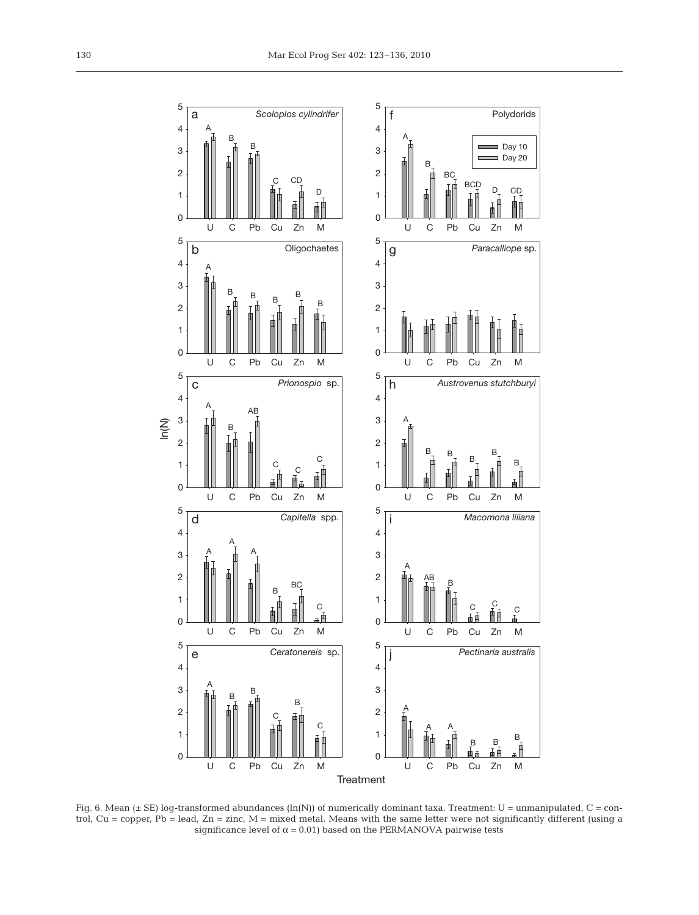Fig. 6. Mean (± SE) log-transformed abundances (ln(N)) of numerically dominant taxa. Treatment: U = unmanipulated, C = control, Cu = copper, Pb = lead, Zn = zinc, M = mixed metal. Means with the same letter were not significantly different (using a significance level of $\alpha = 0.01$) based on the PERMANOVA pairwise tests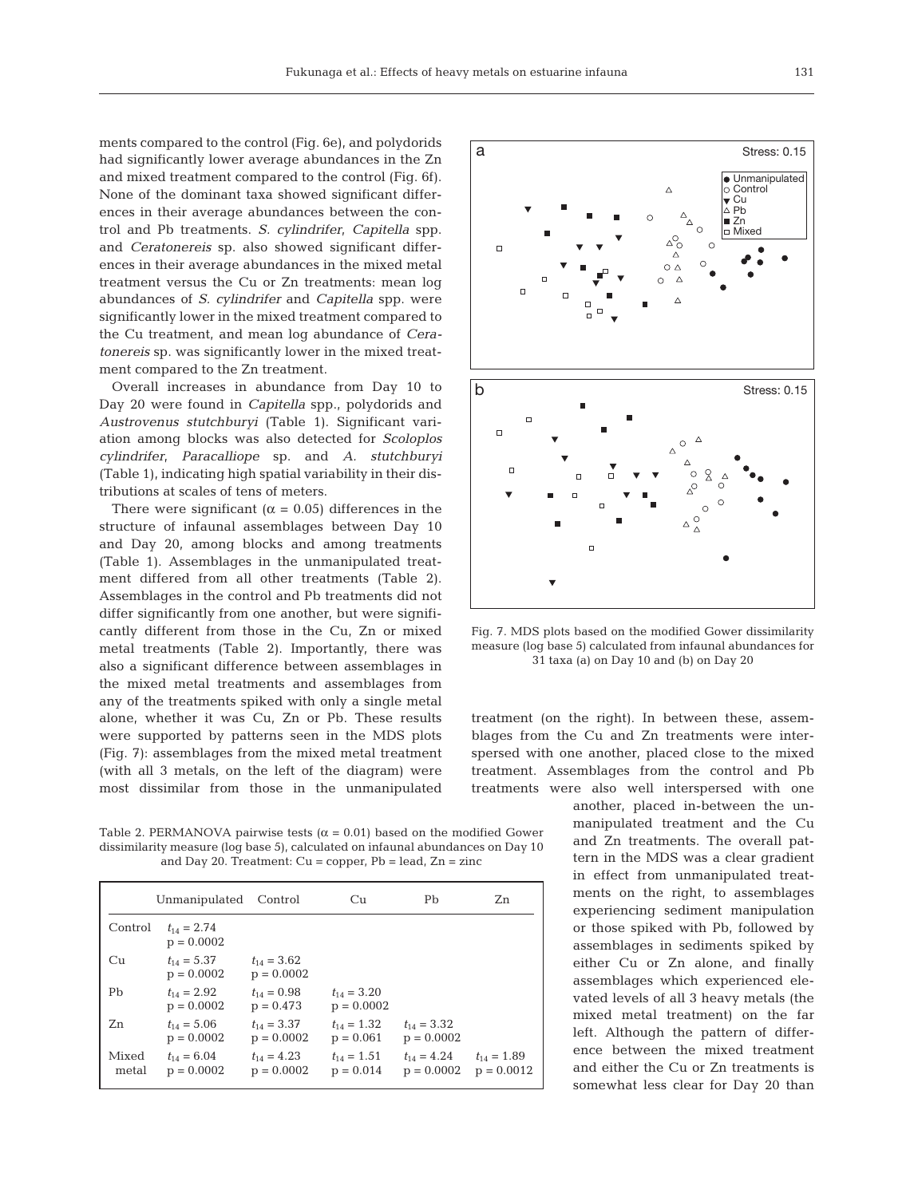ments compared to the control (Fig. 6e), and polydorids had significantly lower average abundances in the Zn and mixed treatment compared to the control (Fig. 6f). None of the dominant taxa showed significant differences in their average abundances between the control and Pb treatments. *S. cylindrifer*, *Capitella* spp. and *Ceratonereis* sp. also showed significant differences in their average abundances in the mixed metal treatment versus the Cu or Zn treatments: mean log abundances of *S. cylindrifer* and *Capitella* spp. were significantly lower in the mixed treatment compared to the Cu treatment, and mean log abundance of *Ceratonereis* sp. was significantly lower in the mixed treatment compared to the Zn treatment.

Overall increases in abundance from Day 10 to Day 20 were found in *Capitella* spp., polydorids and *Austrovenus stutchburyi* (Table 1). Significant variation among blocks was also detected for *Scoloplos cylindrifer*, *Paracalliope* sp. and *A. stutchburyi* (Table 1), indicating high spatial variability in their distributions at scales of tens of meters.

There were significant ($\alpha = 0.05$) differences in the structure of infaunal assemblages between Day 10 and Day 20, among blocks and among treatments (Table 1). Assemblages in the unmanipulated treatment differed from all other treatments (Table 2). Assemblages in the control and Pb treatments did not differ significantly from one another, but were significantly different from those in the Cu, Zn or mixed metal treatments (Table 2). Importantly, there was also a significant difference between assemblages in the mixed metal treatments and assemblages from any of the treatments spiked with only a single metal alone, whether it was Cu, Zn or Pb. These results were supported by patterns seen in the MDS plots (Fig. 7): assemblages from the mixed metal treatment (with all 3 metals, on the left of the diagram) were most dissimilar from those in the unmanipulated treatment (on the right). In between these, assemblages from the Cu and Zn treatments were interspersed with one another, placed close to the mixed treatment. Assemblages from the control and Pb treatments were also well interspersed with one another, placed in-between the unmanipulated treatment and the Cu and Zn treatments. The overall pattern in the MDS was a clear gradient in effect from unmanipulated treatments on the right, to assemblages experiencing sediment manipulation or those spiked with Pb, followed by assemblages in sediments spiked by either Cu or Zn alone, and finally assemblages which experienced elevated levels of all 3 heavy metals (the mixed metal treatment) on the far left. Although the pattern of difference between the mixed treatment and either the Cu or Zn treatments is somewhat less clear for Day 20 than

Fig. 7. MDS plots based on the modified Gower dissimilarity measure (log base 5) calculated from infaunal abundances for 31 taxa (a) on Day 10 and (b) on Day 20

Table 2. PERMANOVA pairwise tests ($\alpha = 0.01$) based on the modified Gower dissimilarity measure (log base 5), calculated on infaunal abundances on Day 10 and Day 20. Treatment: Cu = copper, Pb = lead, Zn = zinc

| | Unmanipulated | Control | Cu | Pb | Zn |
|---|---|---|---|---|---|
| Control | $t_{14} = 2.74$, $p = 0.0002$ | | | | |
| Cu | $t_{14} = 5.37$, $p = 0.0002$ | $t_{14} = 3.62$, $p = 0.0002$ | | | |
| Pb | $t_{14} = 2.92$, $p = 0.0002$ | $t_{14} = 0.98$, $p = 0.473$ | $t_{14} = 3.20$, $p = 0.0002$ | | |
| Zn | $t_{14} = 5.06$, $p = 0.0002$ | $t_{14} = 3.37$, $p = 0.0002$ | $t_{14} = 1.32$, $p = 0.061$ | $t_{14} = 3.32$, $p = 0.0002$ | |
| Mixed metal | $t_{14} = 6.04$, $p = 0.0002$ | $t_{14} = 4.23$, $p = 0.0002$ | $t_{14} = 1.51$, $p = 0.014$ | $t_{14} = 4.24$, $p = 0.0002$ | $t_{14} = 1.89$, $p = 0.0012$ |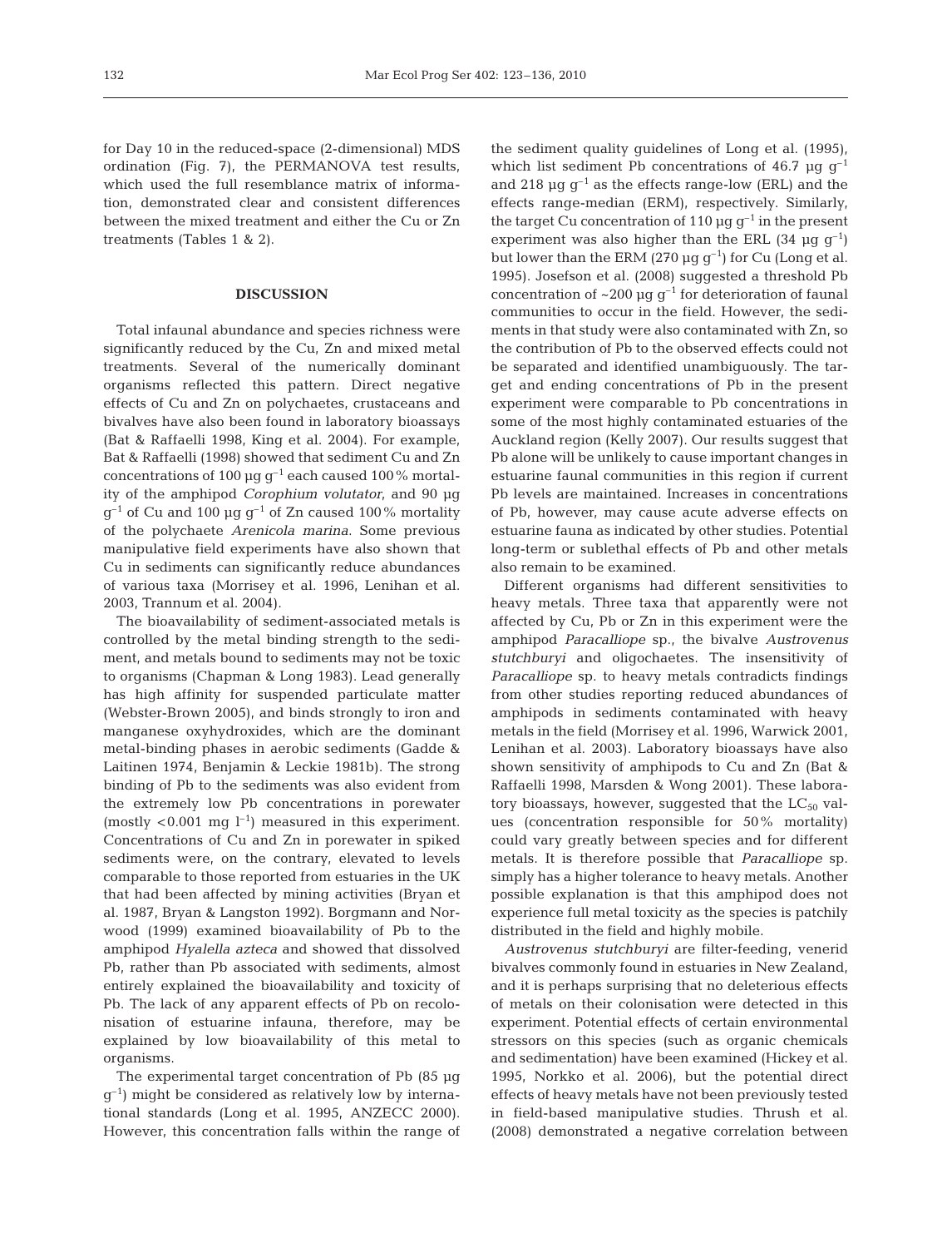for Day 10 in the reduced-space (2-dimensional) MDS ordination (Fig. 7), the PERMANOVA test results, which used the full resemblance matrix of information, demonstrated clear and consistent differences between the mixed treatment and either the Cu or Zn treatments (Tables 1 & 2).

## DISCUSSION

Total infaunal abundance and species richness were significantly reduced by the Cu, Zn and mixed metal treatments. Several of the numerically dominant organisms reflected this pattern. Direct negative effects of Cu and Zn on polychaetes, crustaceans and bivalves have also been found in laboratory bioassays (Bat & Raffaelli 1998, King et al. 2004). For example, Bat & Raffaelli (1998) showed that sediment Cu and Zn concentrations of 100 µg $g^{-1}$ each caused 100% mortality of the amphipod *Corophium volutator*, and 90 µg $g^{-1}$ of Cu and 100 µg $g^{-1}$ of Zn caused 100% mortality of the polychaete *Arenicola marina*. Some previous manipulative field experiments have also shown that Cu in sediments can significantly reduce abundances of various taxa (Morrisey et al. 1996, Lenihan et al. 2003, Trannum et al. 2004).

The bioavailability of sediment-associated metals is controlled by the metal binding strength to the sediment, and metals bound to sediments may not be toxic to organisms (Chapman & Long 1983). Lead generally has high affinity for suspended particulate matter (Webster-Brown 2005), and binds strongly to iron and manganese oxyhydroxides, which are the dominant metal-binding phases in aerobic sediments (Gadde & Laitinen 1974, Benjamin & Leckie 1981b). The strong binding of Pb to the sediments was also evident from the extremely low Pb concentrations in porewater (mostly <0.001 mg $l^{-1}$) measured in this experiment. Concentrations of Cu and Zn in porewater in spiked sediments were, on the contrary, elevated to levels comparable to those reported from estuaries in the UK that had been affected by mining activities (Bryan et al. 1987, Bryan & Langston 1992). Borgmann and Norwood (1999) examined bioavailability of Pb to the amphipod *Hyalella azteca* and showed that dissolved Pb, rather than Pb associated with sediments, almost entirely explained the bioavailability and toxicity of Pb. The lack of any apparent effects of Pb on recolonisation of estuarine infauna, therefore, may be explained by low bioavailability of this metal to organisms.

The experimental target concentration of Pb (85 µg $g^{-1}$) might be considered as relatively low by international standards (Long et al. 1995, ANZECC 2000). However, this concentration falls within the range of the sediment quality guidelines of Long et al. (1995), which list sediment Pb concentrations of 46.7 µg $g^{-1}$ and 218 µg $g^{-1}$ as the effects range-low (ERL) and the effects range-median (ERM), respectively. Similarly, the target Cu concentration of 110 µg $g^{-1}$ in the present experiment was also higher than the ERL (34 µg $g^{-1}$) but lower than the ERM (270 µg $g^{-1}$) for Cu (Long et al. 1995). Josefson et al. (2008) suggested a threshold Pb concentration of ~200 µg $g^{-1}$ for deterioration of faunal communities to occur in the field. However, the sediments in that study were also contaminated with Zn, so the contribution of Pb to the observed effects could not be separated and identified unambiguously. The target and ending concentrations of Pb in the present experiment were comparable to Pb concentrations in some of the most highly contaminated estuaries of the Auckland region (Kelly 2007). Our results suggest that Pb alone will be unlikely to cause important changes in estuarine faunal communities in this region if current Pb levels are maintained. Increases in concentrations of Pb, however, may cause acute adverse effects on estuarine fauna as indicated by other studies. Potential long-term or sublethal effects of Pb and other metals also remain to be examined.

Different organisms had different sensitivities to heavy metals. Three taxa that apparently were not affected by Cu, Pb or Zn in this experiment were the amphipod *Paracalliope* sp., the bivalve *Austrovenus stutchburyi* and oligochaetes. The insensitivity of *Paracalliope* sp. to heavy metals contradicts findings from other studies reporting reduced abundances of amphipods in sediments contaminated with heavy metals in the field (Morrisey et al. 1996, Warwick 2001, Lenihan et al. 2003). Laboratory bioassays have also shown sensitivity of amphipods to Cu and Zn (Bat & Raffaelli 1998, Marsden & Wong 2001). These laboratory bioassays, however, suggested that the $LC_{50}$ values (concentration responsible for 50% mortality) could vary greatly between species and for different metals. It is therefore possible that *Paracalliope* sp. simply has a higher tolerance to heavy metals. Another possible explanation is that this amphipod does not experience full metal toxicity as the species is patchily distributed in the field and highly mobile.

*Austrovenus stutchburyi* are filter-feeding, venerid bivalves commonly found in estuaries in New Zealand, and it is perhaps surprising that no deleterious effects of metals on their colonisation were detected in this experiment. Potential effects of certain environmental stressors on this species (such as organic chemicals and sedimentation) have been examined (Hickey et al. 1995, Norkko et al. 2006), but the potential direct effects of heavy metals have not been previously tested in field-based manipulative studies. Thrush et al. (2008) demonstrated a negative correlation between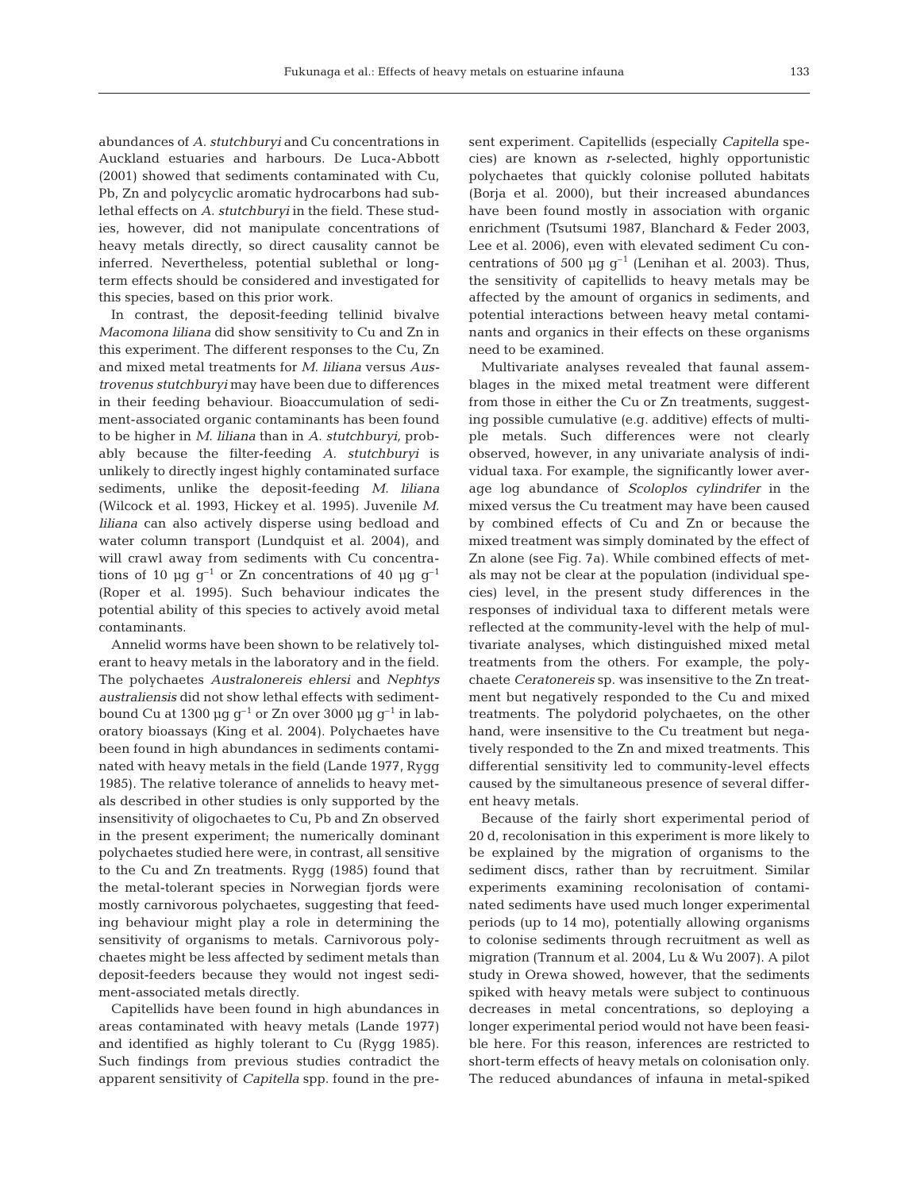abundances of *A. stutchburyi* and Cu concentrations in Auckland estuaries and harbours. De Luca-Abbott (2001) showed that sediments contaminated with Cu, Pb, Zn and polycyclic aromatic hydrocarbons had sublethal effects on *A. stutchburyi* in the field. These studies, however, did not manipulate concentrations of heavy metals directly, so direct causality cannot be inferred. Nevertheless, potential sublethal or long-term effects should be considered and investigated for this species, based on this prior work.

In contrast, the deposit-feeding tellinid bivalve *Macomona liliana* did show sensitivity to Cu and Zn in this experiment. The different responses to the Cu, Zn and mixed metal treatments for *M. liliana* versus *Austrovenus stutchburyi* may have been due to differences in their feeding behaviour. Bioaccumulation of sediment-associated organic contaminants has been found to be higher in *M. liliana* than in *A. stutchburyi,* probably because the filter-feeding *A. stutchburyi* is unlikely to directly ingest highly contaminated surface sediments, unlike the deposit-feeding *M. liliana* (Wilcock et al. 1993, Hickey et al. 1995). Juvenile *M. liliana* can also actively disperse using bedload and water column transport (Lundquist et al. 2004), and will crawl away from sediments with Cu concentrations of 10 µg $g^{-1}$ or Zn concentrations of 40 µg $g^{-1}$ (Roper et al. 1995). Such behaviour indicates the potential ability of this species to actively avoid metal contaminants.

Annelid worms have been shown to be relatively tolerant to heavy metals in the laboratory and in the field. The polychaetes *Australonereis ehlersi* and *Nephtys australiensis* did not show lethal effects with sediment-bound Cu at 1300 µg $g^{-1}$ or Zn over 3000 µg $g^{-1}$ in laboratory bioassays (King et al. 2004). Polychaetes have been found in high abundances in sediments contaminated with heavy metals in the field (Lande 1977, Rygg 1985). The relative tolerance of annelids to heavy metals described in other studies is only supported by the insensitivity of oligochaetes to Cu, Pb and Zn observed in the present experiment; the numerically dominant polychaetes studied here were, in contrast, all sensitive to the Cu and Zn treatments. Rygg (1985) found that the metal-tolerant species in Norwegian fjords were mostly carnivorous polychaetes, suggesting that feeding behaviour might play a role in determining the sensitivity of organisms to metals. Carnivorous polychaetes might be less affected by sediment metals than deposit-feeders because they would not ingest sediment-associated metals directly.

Capitellids have been found in high abundances in areas contaminated with heavy metals (Lande 1977) and identified as highly tolerant to Cu (Rygg 1985). Such findings from previous studies contradict the apparent sensitivity of *Capitella* spp. found in the present experiment. Capitellids (especially *Capitella* species) are known as *r*-selected, highly opportunistic polychaetes that quickly colonise polluted habitats (Borja et al. 2000), but their increased abundances have been found mostly in association with organic enrichment (Tsutsumi 1987, Blanchard & Feder 2003, Lee et al. 2006), even with elevated sediment Cu concentrations of 500 µg $g^{-1}$ (Lenihan et al. 2003). Thus, the sensitivity of capitellids to heavy metals may be affected by the amount of organics in sediments, and potential interactions between heavy metal contaminants and organics in their effects on these organisms need to be examined.

Multivariate analyses revealed that faunal assemblages in the mixed metal treatment were different from those in either the Cu or Zn treatments, suggesting possible cumulative (e.g. additive) effects of multiple metals. Such differences were not clearly observed, however, in any univariate analysis of individual taxa. For example, the significantly lower average log abundance of *Scoloplos cylindrifer* in the mixed versus the Cu treatment may have been caused by combined effects of Cu and Zn or because the mixed treatment was simply dominated by the effect of Zn alone (see Fig. 7a). While combined effects of metals may not be clear at the population (individual species) level, in the present study differences in the responses of individual taxa to different metals were reflected at the community-level with the help of multivariate analyses, which distinguished mixed metal treatments from the others. For example, the polychaete *Ceratonereis* sp. was insensitive to the Zn treatment but negatively responded to the Cu and mixed treatments. The polydorid polychaetes, on the other hand, were insensitive to the Cu treatment but negatively responded to the Zn and mixed treatments. This differential sensitivity led to community-level effects caused by the simultaneous presence of several different heavy metals.

Because of the fairly short experimental period of 20 d, recolonisation in this experiment is more likely to be explained by the migration of organisms to the sediment discs, rather than by recruitment. Similar experiments examining recolonisation of contaminated sediments have used much longer experimental periods (up to 14 mo), potentially allowing organisms to colonise sediments through recruitment as well as migration (Trannum et al. 2004, Lu & Wu 2007). A pilot study in Orewa showed, however, that the sediments spiked with heavy metals were subject to continuous decreases in metal concentrations, so deploying a longer experimental period would not have been feasible here. For this reason, inferences are restricted to short-term effects of heavy metals on colonisation only. The reduced abundances of infauna in metal-spiked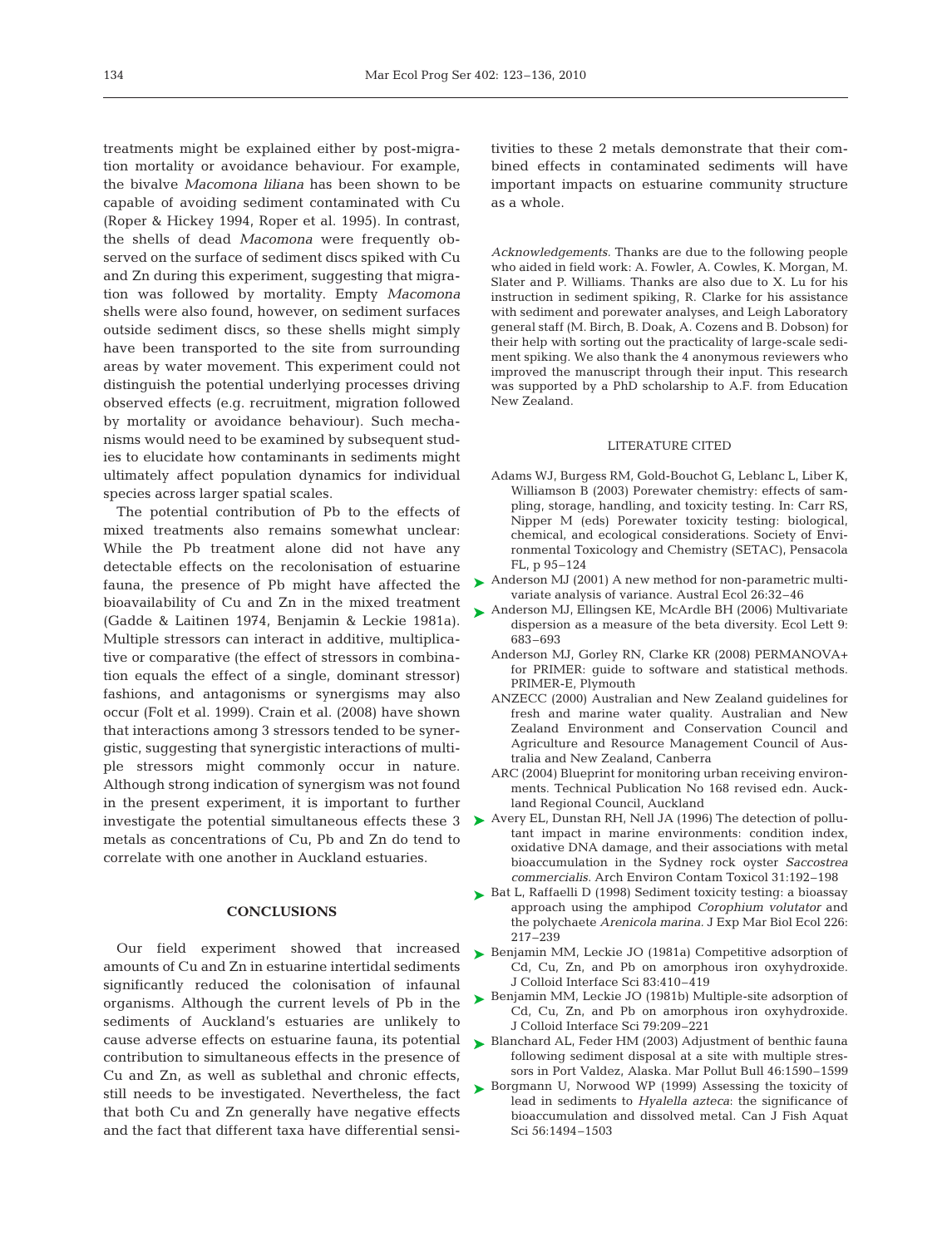treatments might be explained either by post-migration mortality or avoidance behaviour. For example, the bivalve *Macomona liliana* has been shown to be capable of avoiding sediment contaminated with Cu (Roper & Hickey 1994, Roper et al. 1995). In contrast, the shells of dead *Macomona* were frequently observed on the surface of sediment discs spiked with Cu and Zn during this experiment, suggesting that migration was followed by mortality. Empty *Macomona* shells were also found, however, on sediment surfaces outside sediment discs, so these shells might simply have been transported to the site from surrounding areas by water movement. This experiment could not distinguish the potential underlying processes driving observed effects (e.g. recruitment, migration followed by mortality or avoidance behaviour). Such mechanisms would need to be examined by subsequent studies to elucidate how contaminants in sediments might ultimately affect population dynamics for individual species across larger spatial scales.

The potential contribution of Pb to the effects of mixed treatments also remains somewhat unclear: While the Pb treatment alone did not have any detectable effects on the recolonisation of estuarine fauna, the presence of Pb might have affected the bioavailability of Cu and Zn in the mixed treatment (Gadde & Laitinen 1974, Benjamin & Leckie 1981a). Multiple stressors can interact in additive, multiplicative or comparative (the effect of stressors in combination equals the effect of a single, dominant stressor) fashions, and antagonisms or synergisms may also occur (Folt et al. 1999). Crain et al. (2008) have shown that interactions among 3 stressors tended to be synergistic, suggesting that synergistic interactions of multiple stressors might commonly occur in nature. Although strong indication of synergism was not found in the present experiment, it is important to further investigate the potential simultaneous effects these 3 metals as concentrations of Cu, Pb and Zn do tend to correlate with one another in Auckland estuaries.

## CONCLUSIONS

Our field experiment showed that increased amounts of Cu and Zn in estuarine intertidal sediments significantly reduced the colonisation of infaunal organisms. Although the current levels of Pb in the sediments of Auckland's estuaries are unlikely to cause adverse effects on estuarine fauna, its potential contribution to simultaneous effects in the presence of Cu and Zn, as well as sublethal and chronic effects, still needs to be investigated. Nevertheless, the fact that both Cu and Zn generally have negative effects and the fact that different taxa have differential sensitivities to these 2 metals demonstrate that their combined effects in contaminated sediments will have important impacts on estuarine community structure as a whole.

*Acknowledgements*. Thanks are due to the following people who aided in field work: A. Fowler, A. Cowles, K. Morgan, M. Slater and P. Williams. Thanks are also due to X. Lu for his instruction in sediment spiking, R. Clarke for his assistance with sediment and porewater analyses, and Leigh Laboratory general staff (M. Birch, B. Doak, A. Cozens and B. Dobson) for their help with sorting out the practicality of large-scale sediment spiking. We also thank the 4 anonymous reviewers who improved the manuscript through their input. This research was supported by a PhD scholarship to A.F. from Education New Zealand.

## LITERATURE CITED

- Adams WJ, Burgess RM, Gold-Bouchot G, Leblanc L, Liber K, Williamson B (2003) Porewater chemistry: effects of sampling, storage, handling, and toxicity testing. In: Carr RS, Nipper M (eds) Porewater toxicity testing: biological, chemical, and ecological considerations. Society of Environmental Toxicology and Chemistry (SETAC), Pensacola FL, p 95–124
- Anderson MJ (2001) A new method for non-parametric multivariate analysis of variance. Austral Ecol 26:32–46
- Anderson MJ, Ellingsen KE, McArdle BH (2006) Multivariate dispersion as a measure of the beta diversity. Ecol Lett 9: 683–693
- Anderson MJ, Gorley RN, Clarke KR (2008) PERMANOVA+ for PRIMER: guide to software and statistical methods. PRIMER-E, Plymouth
- ANZECC (2000) Australian and New Zealand guidelines for fresh and marine water quality. Australian and New Zealand Environment and Conservation Council and Agriculture and Resource Management Council of Australia and New Zealand, Canberra
- ARC (2004) Blueprint for monitoring urban receiving environments. Technical Publication No 168 revised edn. Auckland Regional Council, Auckland
- Avery EL, Dunstan RH, Nell JA (1996) The detection of pollutant impact in marine environments: condition index, oxidative DNA damage, and their associations with metal bioaccumulation in the Sydney rock oyster *Saccostrea commercialis*. Arch Environ Contam Toxicol 31:192–198
- Bat L, Raffaelli D (1998) Sediment toxicity testing: a bioassay approach using the amphipod *Corophium volutator* and the polychaete *Arenicola marina*. J Exp Mar Biol Ecol 226: 217–239
- Benjamin MM, Leckie JO (1981a) Competitive adsorption of Cd, Cu, Zn, and Pb on amorphous iron oxyhydroxide. J Colloid Interface Sci 83:410–419
- Benjamin MM, Leckie JO (1981b) Multiple-site adsorption of Cd, Cu, Zn, and Pb on amorphous iron oxyhydroxide. J Colloid Interface Sci 79:209–221
- Blanchard AL, Feder HM (2003) Adjustment of benthic fauna following sediment disposal at a site with multiple stressors in Port Valdez, Alaska. Mar Pollut Bull 46:1590–1599
- Borgmann U, Norwood WP (1999) Assessing the toxicity of lead in sediments to *Hyalella azteca*: the significance of bioaccumulation and dissolved metal. Can J Fish Aquat Sci 56:1494–1503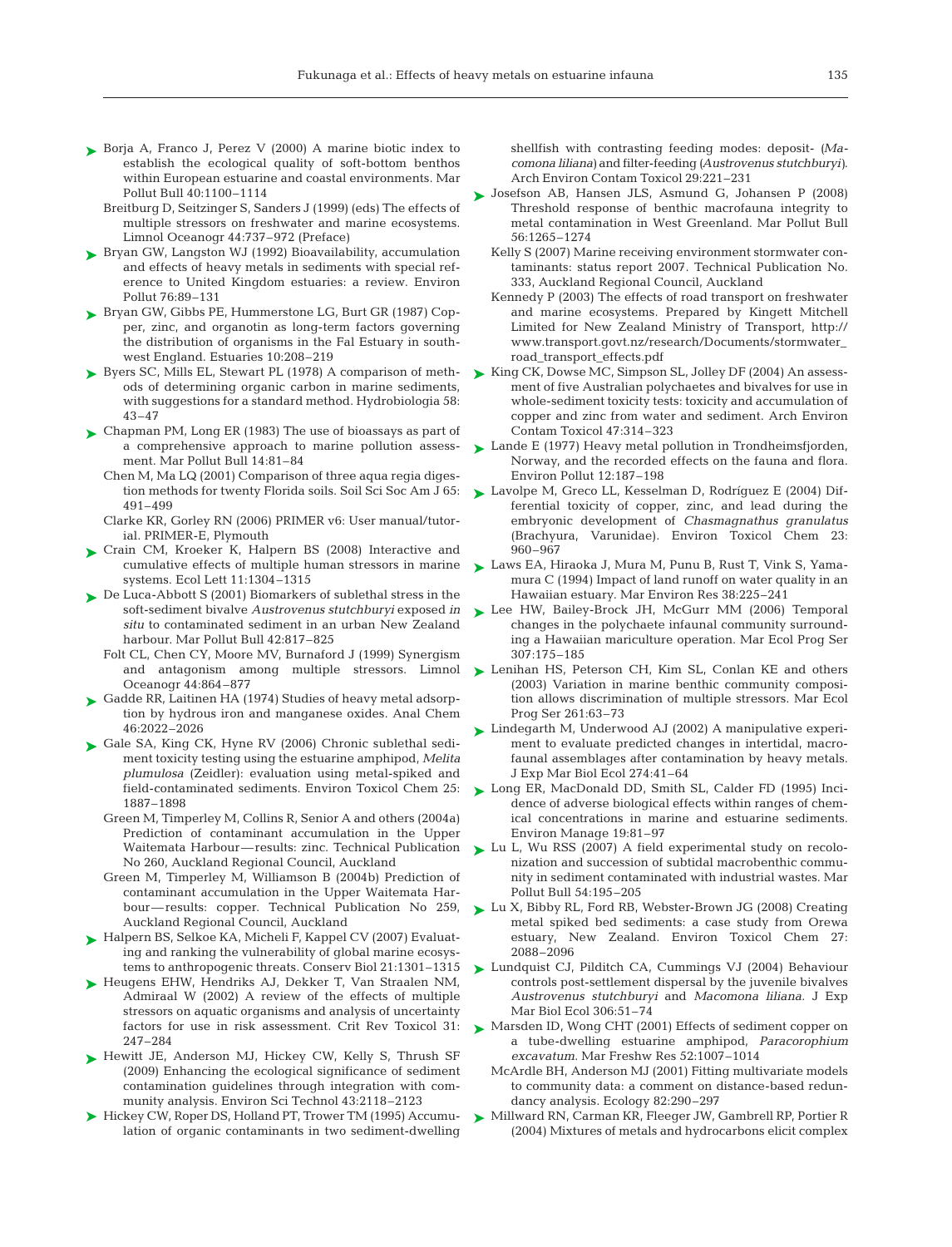Borja A, Franco J, Perez V (2000) A marine biotic index to establish the ecological quality of soft-bottom benthos within European estuarine and coastal environments. Mar Pollut Bull 40:1100–1114

Breitburg D, Seitzinger S, Sanders J (1999) (eds) The effects of multiple stressors on freshwater and marine ecosystems. Limnol Oceanogr 44:737–972 (Preface)

Bryan GW, Langston WJ (1992) Bioavailability, accumulation and effects of heavy metals in sediments with special reference to United Kingdom estuaries: a review. Environ Pollut 76:89–131

Bryan GW, Gibbs PE, Hummerstone LG, Burt GR (1987) Copper, zinc, and organotin as long-term factors governing the distribution of organisms in the Fal Estuary in southwest England. Estuaries 10:208–219

Byers SC, Mills EL, Stewart PL (1978) A comparison of methods of determining organic carbon in marine sediments, with suggestions for a standard method. Hydrobiologia 58: 43–47

Chapman PM, Long ER (1983) The use of bioassays as part of a comprehensive approach to marine pollution assessment. Mar Pollut Bull 14:81–84

Chen M, Ma LQ (2001) Comparison of three aqua regia digestion methods for twenty Florida soils. Soil Sci Soc Am J 65: 491–499

Clarke KR, Gorley RN (2006) PRIMER v6: User manual/tutorial. PRIMER-E, Plymouth

Crain CM, Kroeker K, Halpern BS (2008) Interactive and cumulative effects of multiple human stressors in marine systems. Ecol Lett 11:1304–1315

De Luca-Abbott S (2001) Biomarkers of sublethal stress in the soft-sediment bivalve *Austrovenus stutchburyi* exposed *in situ* to contaminated sediment in an urban New Zealand harbour. Mar Pollut Bull 42:817–825

Folt CL, Chen CY, Moore MV, Burnaford J (1999) Synergism and antagonism among multiple stressors. Limnol Oceanogr 44:864–877

Gadde RR, Laitinen HA (1974) Studies of heavy metal adsorption by hydrous iron and manganese oxides. Anal Chem 46:2022–2026

Gale SA, King CK, Hyne RV (2006) Chronic sublethal sediment toxicity testing using the estuarine amphipod, *Melita plumulosa* (Zeidler): evaluation using metal-spiked and field-contaminated sediments. Environ Toxicol Chem 25: 1887–1898

Green M, Timperley M, Collins R, Senior A and others (2004a) Prediction of contaminant accumulation in the Upper Waitemata Harbour—results: zinc. Technical Publication No 260, Auckland Regional Council, Auckland

Green M, Timperley M, Williamson B (2004b) Prediction of contaminant accumulation in the Upper Waitemata Harbour—results: copper. Technical Publication No 259, Auckland Regional Council, Auckland

Halpern BS, Selkoe KA, Micheli F, Kappel CV (2007) Evaluating and ranking the vulnerability of global marine ecosystems to anthropogenic threats. Conserv Biol 21:1301–1315

Heugens EHW, Hendriks AJ, Dekker T, Van Straalen NM, Admiraal W (2002) A review of the effects of multiple stressors on aquatic organisms and analysis of uncertainty factors for use in risk assessment. Crit Rev Toxicol 31: 247–284

Hewitt JE, Anderson MJ, Hickey CW, Kelly S, Thrush SF (2009) Enhancing the ecological significance of sediment contamination guidelines through integration with community analysis. Environ Sci Technol 43:2118–2123

Hickey CW, Roper DS, Holland PT, Trower TM (1995) Accumulation of organic contaminants in two sediment-dwelling shellfish with contrasting feeding modes: deposit- (*Macomona liliana*) and filter-feeding (*Austrovenus stutchburyi*). Arch Environ Contam Toxicol 29:221–231

Josefson AB, Hansen JLS, Asmund G, Johansen P (2008) Threshold response of benthic macrofauna integrity to metal contamination in West Greenland. Mar Pollut Bull 56:1265–1274

Kelly S (2007) Marine receiving environment stormwater contaminants: status report 2007. Technical Publication No. 333, Auckland Regional Council, Auckland

Kennedy P (2003) The effects of road transport on freshwater and marine ecosystems. Prepared by Kingett Mitchell Limited for New Zealand Ministry of Transport, http://www.transport.govt.nz/research/Documents/stormwater_road_transport_effects.pdf

King CK, Dowse MC, Simpson SL, Jolley DF (2004) An assessment of five Australian polychaetes and bivalves for use in whole-sediment toxicity tests: toxicity and accumulation of copper and zinc from water and sediment. Arch Environ Contam Toxicol 47:314–323

Lande E (1977) Heavy metal pollution in Trondheimsfjorden, Norway, and the recorded effects on the fauna and flora. Environ Pollut 12:187–198

Lavolpe M, Greco LL, Kesselman D, Rodríguez E (2004) Differential toxicity of copper, zinc, and lead during the embryonic development of *Chasmagnathus granulatus* (Brachyura, Varunidae). Environ Toxicol Chem 23: 960–967

Laws EA, Hiraoka J, Mura M, Punu B, Rust T, Vink S, Yamamura C (1994) Impact of land runoff on water quality in an Hawaiian estuary. Mar Environ Res 38:225–241

Lee HW, Bailey-Brock JH, McGurr MM (2006) Temporal changes in the polychaete infaunal community surrounding a Hawaiian mariculture operation. Mar Ecol Prog Ser 307:175–185

Lenihan HS, Peterson CH, Kim SL, Conlan KE and others (2003) Variation in marine benthic community composition allows discrimination of multiple stressors. Mar Ecol Prog Ser 261:63–73

Lindegarth M, Underwood AJ (2002) A manipulative experiment to evaluate predicted changes in intertidal, macrofaunal assemblages after contamination by heavy metals. J Exp Mar Biol Ecol 274:41–64

Long ER, MacDonald DD, Smith SL, Calder FD (1995) Incidence of adverse biological effects within ranges of chemical concentrations in marine and estuarine sediments. Environ Manage 19:81–97

Lu L, Wu RSS (2007) A field experimental study on recolonization and succession of subtidal macrobenthic community in sediment contaminated with industrial wastes. Mar Pollut Bull 54:195–205

Lu X, Bibby RL, Ford RB, Webster-Brown JG (2008) Creating metal spiked bed sediments: a case study from Orewa estuary, New Zealand. Environ Toxicol Chem 27: 2088–2096

Lundquist CJ, Pilditch CA, Cummings VJ (2004) Behaviour controls post-settlement dispersal by the juvenile bivalves *Austrovenus stutchburyi* and *Macomona liliana*. J Exp Mar Biol Ecol 306:51–74

Marsden ID, Wong CHT (2001) Effects of sediment copper on a tube-dwelling estuarine amphipod, *Paracorophium excavatum*. Mar Freshw Res 52:1007–1014

McArdle BH, Anderson MJ (2001) Fitting multivariate models to community data: a comment on distance-based redundancy analysis. Ecology 82:290–297

Millward RN, Carman KR, Fleeger JW, Gambrell RP, Portier R (2004) Mixtures of metals and hydrocarbons elicit complex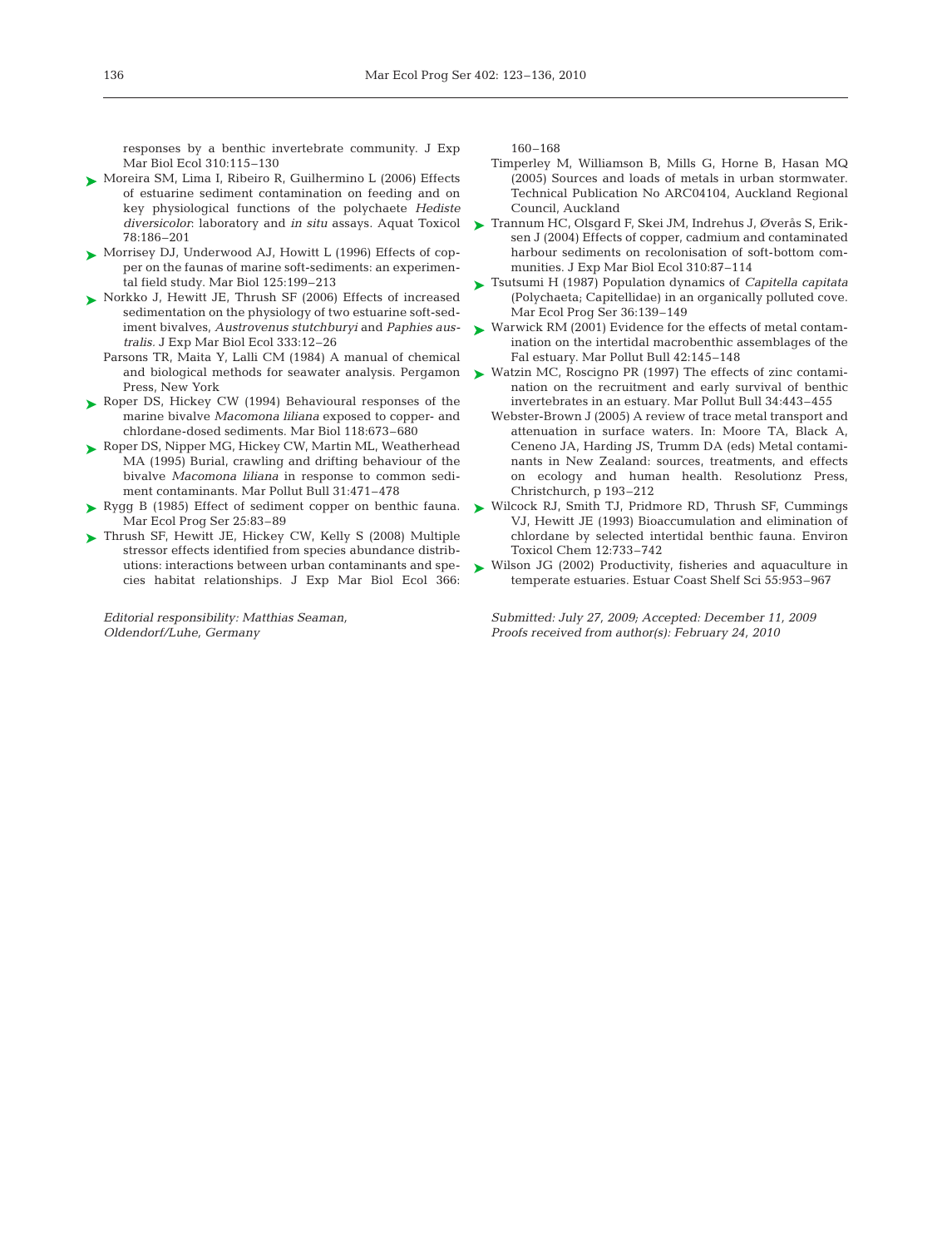responses by a benthic invertebrate community. J Exp Mar Biol Ecol 310:115–130

Moreira SM, Lima I, Ribeiro R, Guilhermino L (2006) Effects of estuarine sediment contamination on feeding and on key physiological functions of the polychaete *Hediste diversicolor*: laboratory and *in situ* assays. Aquat Toxicol 78:186–201

Morrisey DJ, Underwood AJ, Howitt L (1996) Effects of copper on the faunas of marine soft-sediments: an experimental field study. Mar Biol 125:199–213

Norkko J, Hewitt JE, Thrush SF (2006) Effects of increased sedimentation on the physiology of two estuarine soft-sediment bivalves, *Austrovenus stutchburyi* and *Paphies australis*. J Exp Mar Biol Ecol 333:12–26

Parsons TR, Maita Y, Lalli CM (1984) A manual of chemical and biological methods for seawater analysis. Pergamon Press, New York

Roper DS, Hickey CW (1994) Behavioural responses of the marine bivalve *Macomona liliana* exposed to copper- and chlordane-dosed sediments. Mar Biol 118:673–680

Roper DS, Nipper MG, Hickey CW, Martin ML, Weatherhead MA (1995) Burial, crawling and drifting behaviour of the bivalve *Macomona liliana* in response to common sediment contaminants. Mar Pollut Bull 31:471–478

Rygg B (1985) Effect of sediment copper on benthic fauna. Mar Ecol Prog Ser 25:83–89

Thrush SF, Hewitt JE, Hickey CW, Kelly S (2008) Multiple stressor effects identified from species abundance distributions: interactions between urban contaminants and species habitat relationships. J Exp Mar Biol Ecol 366: 160–168

Timperley M, Williamson B, Mills G, Horne B, Hasan MQ (2005) Sources and loads of metals in urban stormwater. Technical Publication No ARC04104, Auckland Regional Council, Auckland

Trannum HC, Olsgard F, Skei JM, Indrehus J, Øverås S, Eriksen J (2004) Effects of copper, cadmium and contaminated harbour sediments on recolonisation of soft-bottom communities. J Exp Mar Biol Ecol 310:87–114

Tsutsumi H (1987) Population dynamics of *Capitella capitata* (Polychaeta; Capitellidae) in an organically polluted cove. Mar Ecol Prog Ser 36:139–149

Warwick RM (2001) Evidence for the effects of metal contamination on the intertidal macrobenthic assemblages of the Fal estuary. Mar Pollut Bull 42:145–148

Watzin MC, Roscigno PR (1997) The effects of zinc contamination on the recruitment and early survival of benthic invertebrates in an estuary. Mar Pollut Bull 34:443–455

Webster-Brown J (2005) A review of trace metal transport and attenuation in surface waters. In: Moore TA, Black A, Ceneno JA, Harding JS, Trumm DA (eds) Metal contaminants in New Zealand: sources, treatments, and effects on ecology and human health. Resolutionz Press, Christchurch, p 193–212

Wilcock RJ, Smith TJ, Pridmore RD, Thrush SF, Cummings VJ, Hewitt JE (1993) Bioaccumulation and elimination of chlordane by selected intertidal benthic fauna. Environ Toxicol Chem 12:733–742

Wilson JG (2002) Productivity, fisheries and aquaculture in temperate estuaries. Estuar Coast Shelf Sci 55:953–967

*Editorial responsibility: Matthias Seaman, Oldendorf/Luhe, Germany*

*Submitted: July 27, 2009; Accepted: December 11, 2009*
*Proofs received from author(s): February 24, 2010*